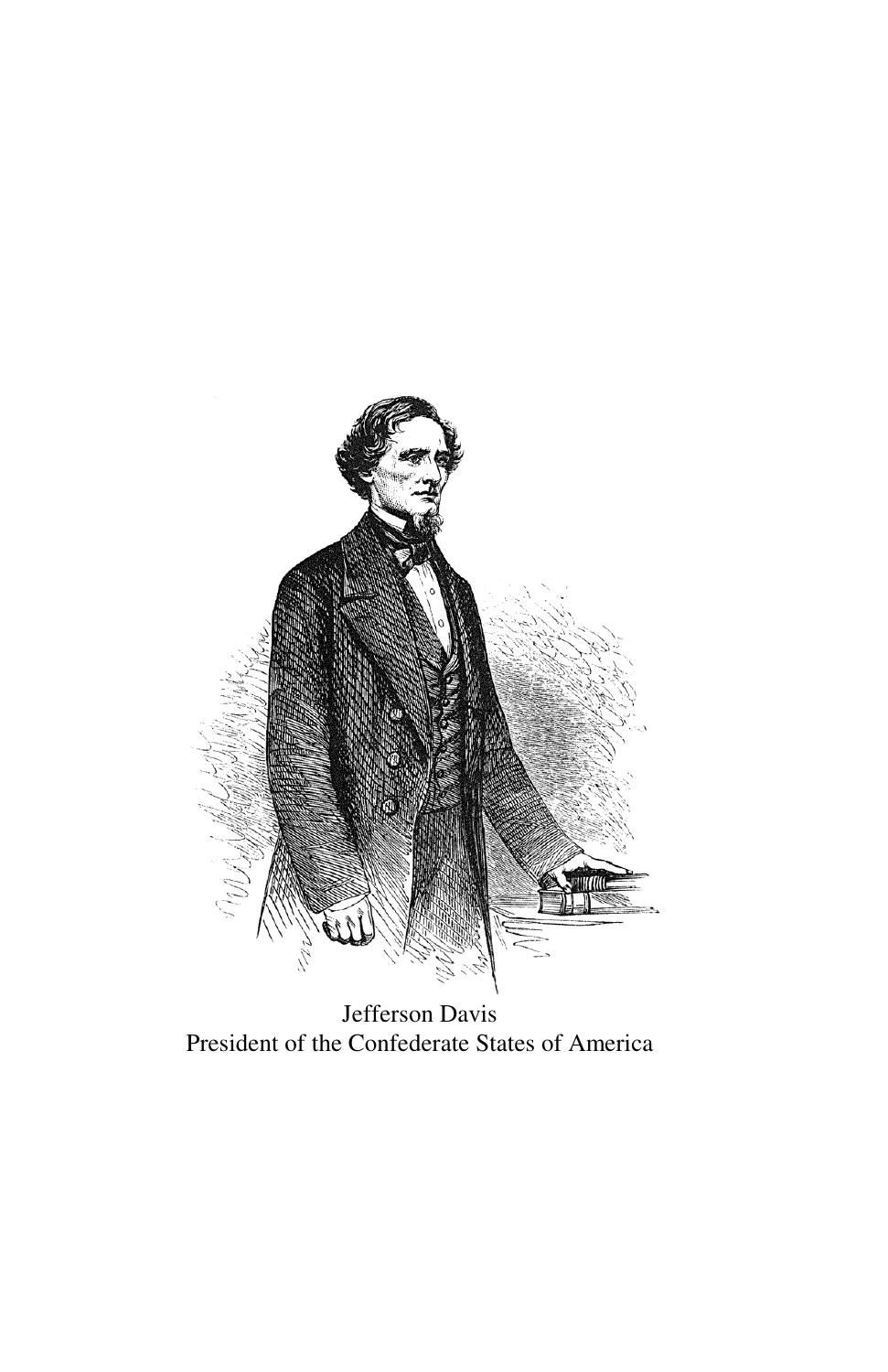Jefferson Davis
President of the Confederate States of America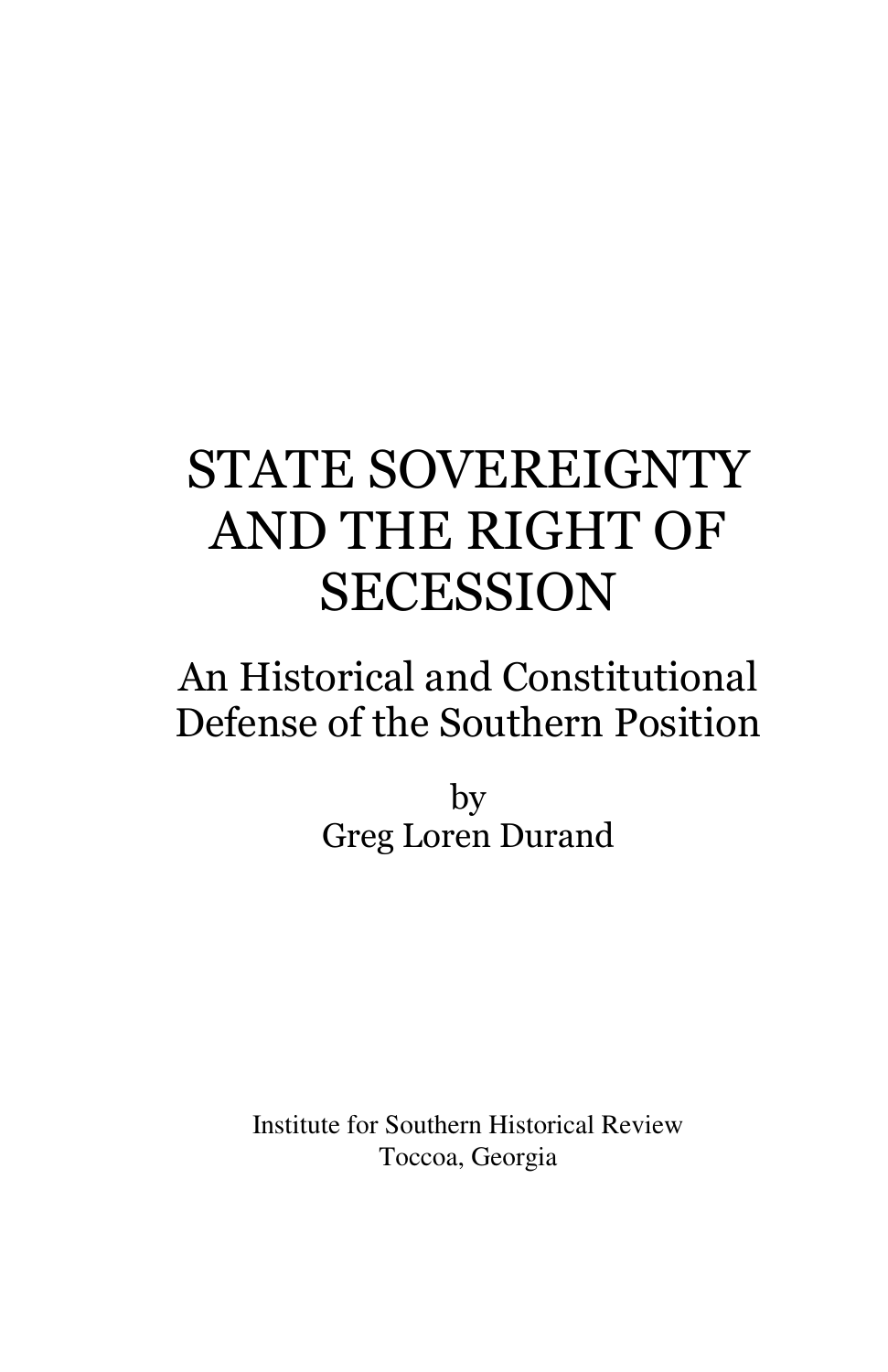# STATE SOVEREIGNTY AND THE RIGHT OF SECESSION

## An Historical and Constitutional Defense of the Southern Position

by
Greg Loren Durand

Institute for Southern Historical Review
Toccoa, Georgia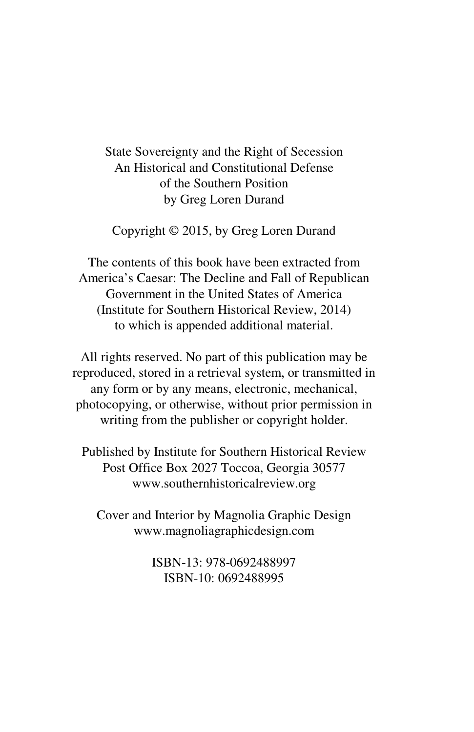State Sovereignty and the Right of Secession
An Historical and Constitutional Defense
of the Southern Position
by Greg Loren Durand

Copyright © 2015, by Greg Loren Durand

The contents of this book have been extracted from
America's Caesar: The Decline and Fall of Republican
Government in the United States of America
(Institute for Southern Historical Review, 2014)
to which is appended additional material.

All rights reserved. No part of this publication may be
reproduced, stored in a retrieval system, or transmitted in
any form or by any means, electronic, mechanical,
photocopying, or otherwise, without prior permission in
writing from the publisher or copyright holder.

Published by Institute for Southern Historical Review
Post Office Box 2027 Toccoa, Georgia 30577
www.southernhistoricalreview.org

Cover and Interior by Magnolia Graphic Design
www.magnoliagraphicdesign.com

ISBN-13: 978-0692488997
ISBN-10: 0692488995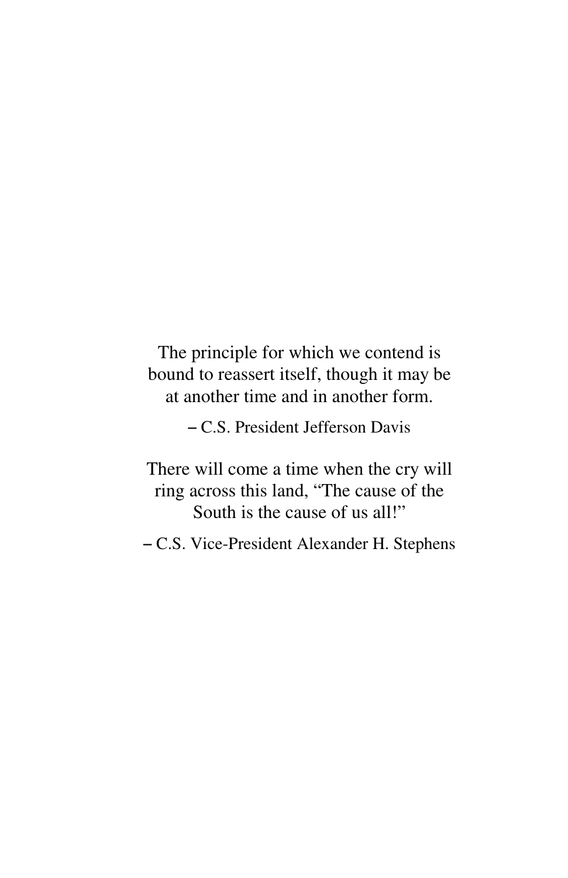The principle for which we contend is bound to reassert itself, though it may be at another time and in another form.

– C.S. President Jefferson Davis

There will come a time when the cry will ring across this land, “The cause of the South is the cause of us all!”

– C.S. Vice-President Alexander H. Stephens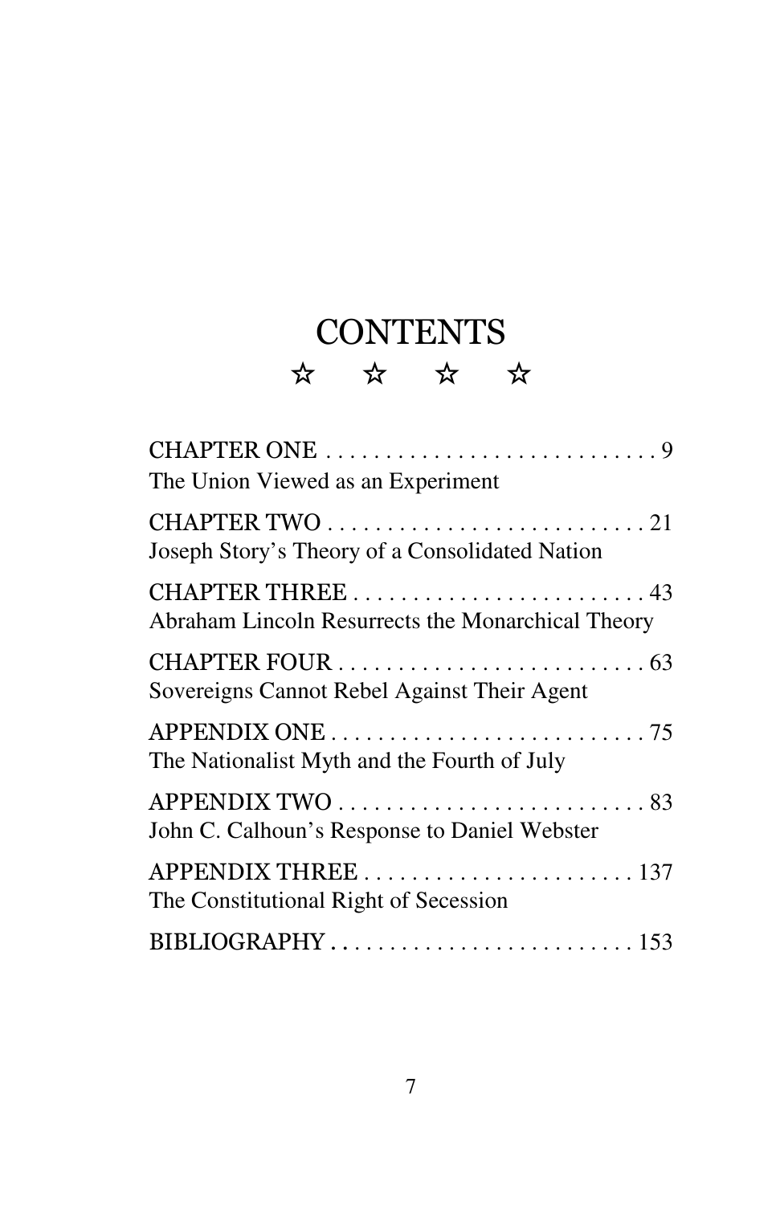# CONTENTS

☆ ☆ ☆ ☆

CHAPTER ONE . . . . . . . . . . . . . . . . . . . . . . . . . . . . 9
The Union Viewed as an Experiment

CHAPTER TWO . . . . . . . . . . . . . . . . . . . . . . . . . . . . 21
Joseph Story's Theory of a Consolidated Nation

CHAPTER THREE . . . . . . . . . . . . . . . . . . . . . . . . . . 43
Abraham Lincoln Resurrects the Monarchical Theory

CHAPTER FOUR . . . . . . . . . . . . . . . . . . . . . . . . . . . 63
Sovereigns Cannot Rebel Against Their Agent

APPENDIX ONE . . . . . . . . . . . . . . . . . . . . . . . . . . . 75
The Nationalist Myth and the Fourth of July

APPENDIX TWO . . . . . . . . . . . . . . . . . . . . . . . . . . . 83
John C. Calhoun's Response to Daniel Webster

APPENDIX THREE . . . . . . . . . . . . . . . . . . . . . . . . 137
The Constitutional Right of Secession

BIBLIOGRAPHY . . . . . . . . . . . . . . . . . . . . . . . . . . 153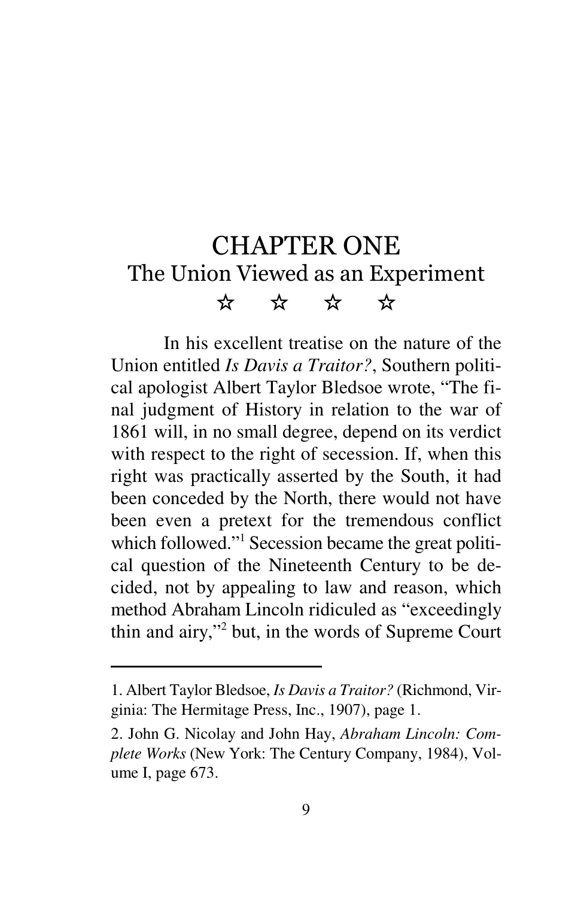# CHAPTER ONE
## The Union Viewed as an Experiment

☆ ☆ ☆ ☆

In his excellent treatise on the nature of the Union entitled *Is Davis a Traitor?*, Southern political apologist Albert Taylor Bledsoe wrote, "The final judgment of History in relation to the war of 1861 will, in no small degree, depend on its verdict with respect to the right of secession. If, when this right was practically asserted by the South, it had been conceded by the North, there would not have been even a pretext for the tremendous conflict which followed."[1] Secession became the great political question of the Nineteenth Century to be decided, not by appealing to law and reason, which method Abraham Lincoln ridiculed as "exceedingly thin and airy,"[2] but, in the words of Supreme Court

---

1. Albert Taylor Bledsoe, *Is Davis a Traitor?* (Richmond, Virginia: The Hermitage Press, Inc., 1907), page 1.

2. John G. Nicolay and John Hay, *Abraham Lincoln: Complete Works* (New York: The Century Company, 1984), Volume I, page 673.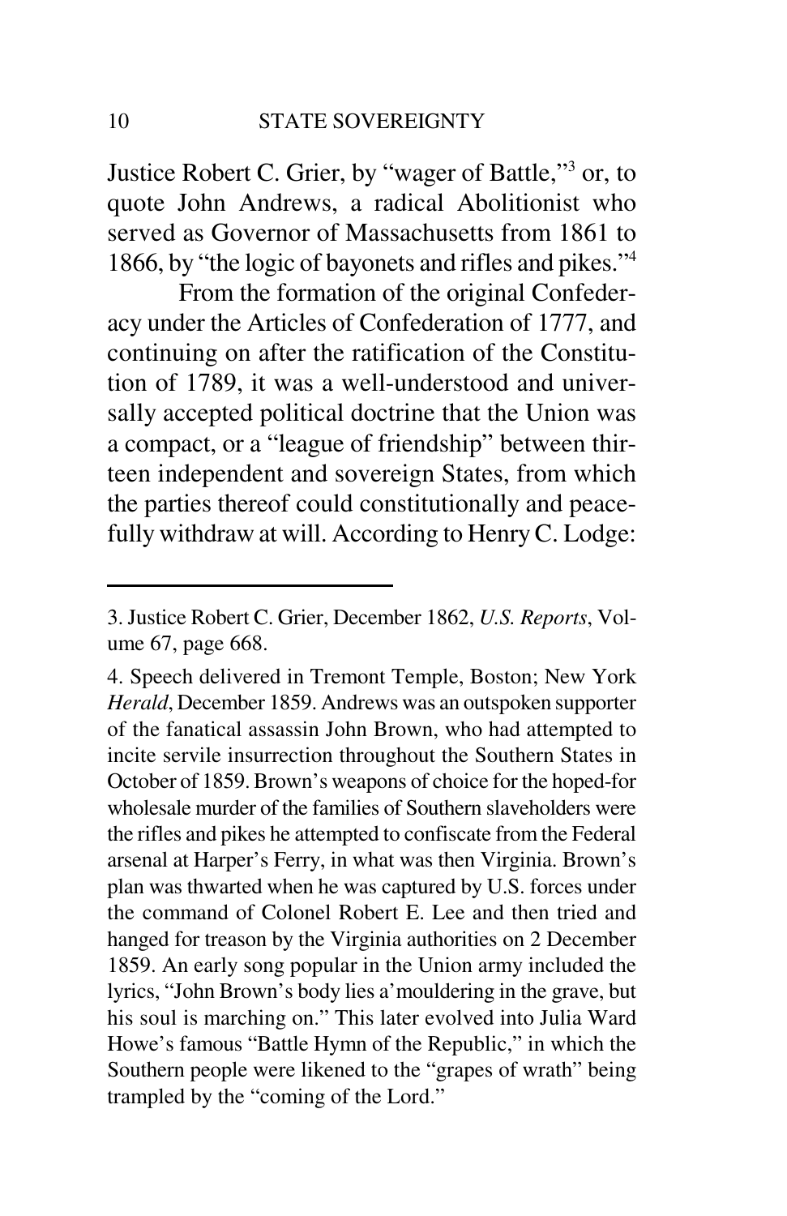Justice Robert C. Grier, by "wager of Battle,"[3] or, to quote John Andrews, a radical Abolitionist who served as Governor of Massachusetts from 1861 to 1866, by "the logic of bayonets and rifles and pikes."[4]

From the formation of the original Confederacy under the Articles of Confederation of 1777, and continuing on after the ratification of the Constitution of 1789, it was a well-understood and universally accepted political doctrine that the Union was a compact, or a "league of friendship" between thirteen independent and sovereign States, from which the parties thereof could constitutionally and peacefully withdraw at will. According to Henry C. Lodge:

---

3. Justice Robert C. Grier, December 1862, *U.S. Reports*, Volume 67, page 668.

4. Speech delivered in Tremont Temple, Boston; New York *Herald*, December 1859. Andrews was an outspoken supporter of the fanatical assassin John Brown, who had attempted to incite servile insurrection throughout the Southern States in October of 1859. Brown's weapons of choice for the hoped-for wholesale murder of the families of Southern slaveholders were the rifles and pikes he attempted to confiscate from the Federal arsenal at Harper's Ferry, in what was then Virginia. Brown's plan was thwarted when he was captured by U.S. forces under the command of Colonel Robert E. Lee and then tried and hanged for treason by the Virginia authorities on 2 December 1859. An early song popular in the Union army included the lyrics, "John Brown's body lies a'mouldering in the grave, but his soul is marching on." This later evolved into Julia Ward Howe's famous "Battle Hymn of the Republic," in which the Southern people were likened to the "grapes of wrath" being trampled by the "coming of the Lord."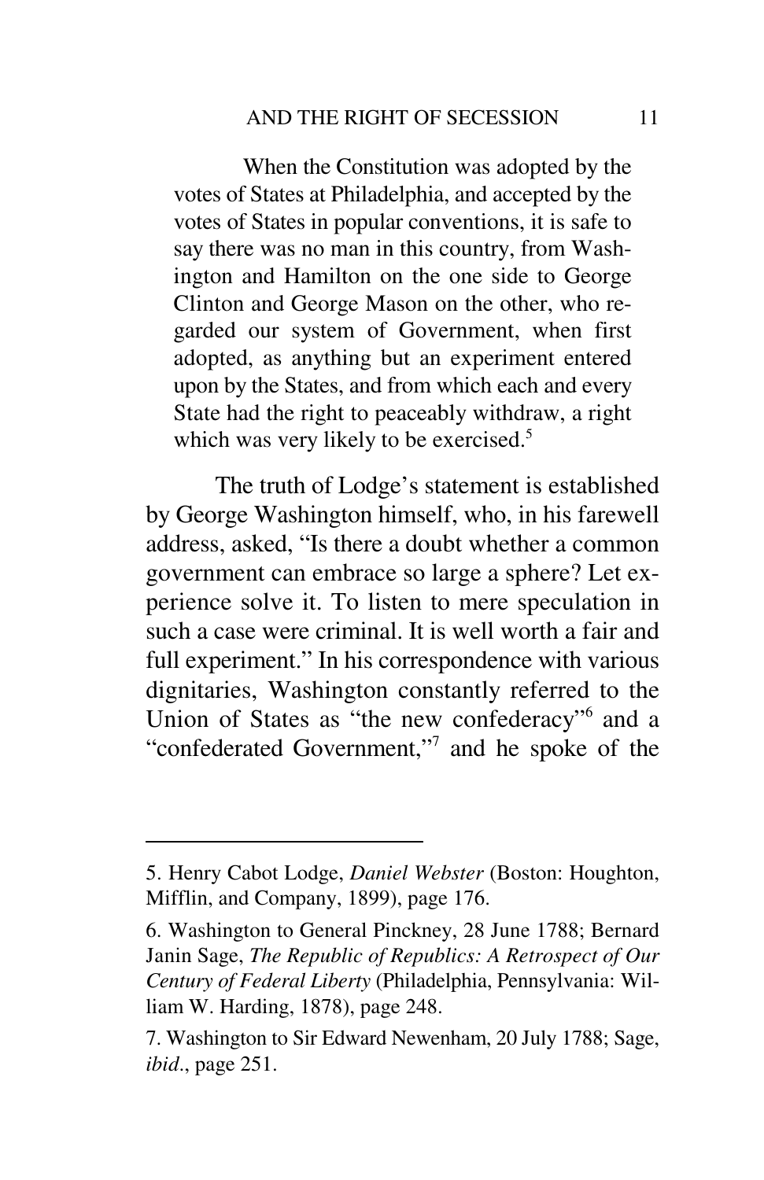> When the Constitution was adopted by the votes of States at Philadelphia, and accepted by the votes of States in popular conventions, it is safe to say there was no man in this country, from Washington and Hamilton on the one side to George Clinton and George Mason on the other, who regarded our system of Government, when first adopted, as anything but an experiment entered upon by the States, and from which each and every State had the right to peaceably withdraw, a right which was very likely to be exercised.[5]

The truth of Lodge's statement is established by George Washington himself, who, in his farewell address, asked, "Is there a doubt whether a common government can embrace so large a sphere? Let experience solve it. To listen to mere speculation in such a case were criminal. It is well worth a fair and full experiment." In his correspondence with various dignitaries, Washington constantly referred to the Union of States as "the new confederacy"[6] and a "confederated Government,"[7] and he spoke of the

---

5. Henry Cabot Lodge, *Daniel Webster* (Boston: Houghton, Mifflin, and Company, 1899), page 176.

6. Washington to General Pinckney, 28 June 1788; Bernard Janin Sage, *The Republic of Republics: A Retrospect of Our Century of Federal Liberty* (Philadelphia, Pennsylvania: William W. Harding, 1878), page 248.

7. Washington to Sir Edward Newenham, 20 July 1788; Sage, *ibid*., page 251.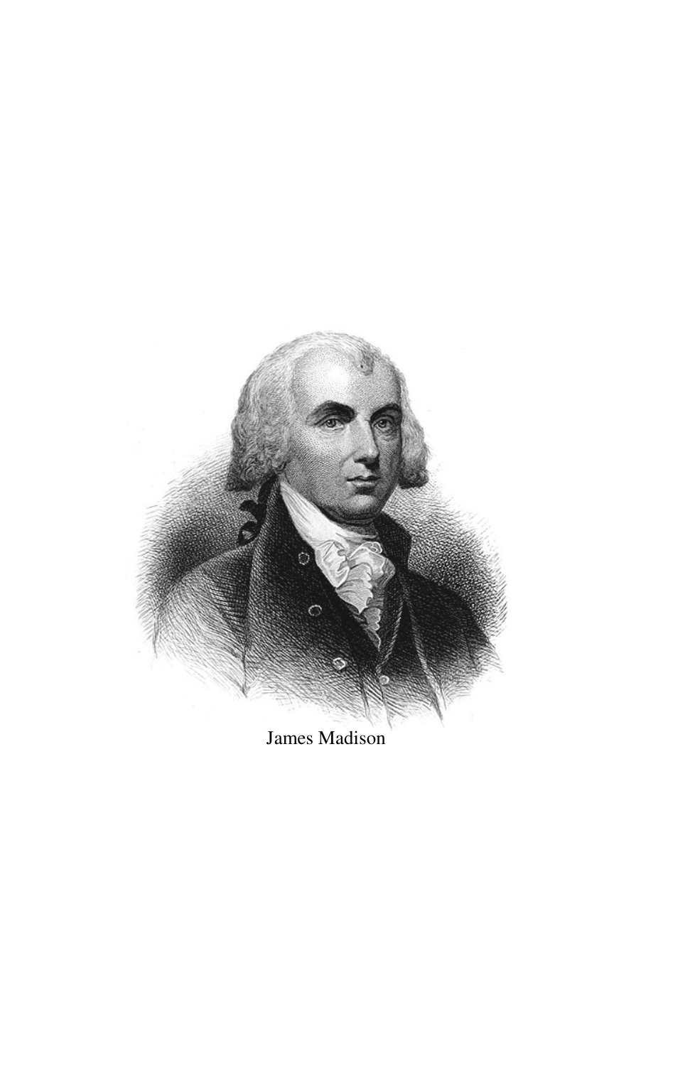James Madison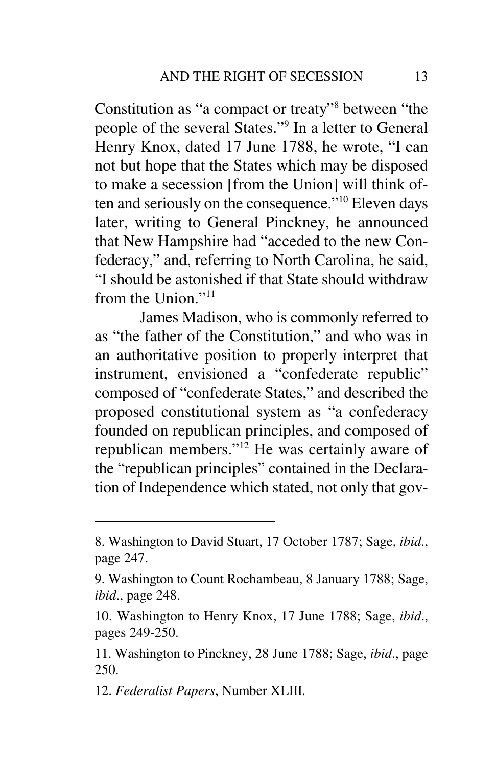Constitution as "a compact or treaty"[8] between "the people of the several States."[9] In a letter to General Henry Knox, dated 17 June 1788, he wrote, "I can not but hope that the States which may be disposed to make a secession [from the Union] will think often and seriously on the consequence."[10] Eleven days later, writing to General Pinckney, he announced that New Hampshire had "acceded to the new Confederacy," and, referring to North Carolina, he said, "I should be astonished if that State should withdraw from the Union."[11]

James Madison, who is commonly referred to as "the father of the Constitution," and who was in an authoritative position to properly interpret that instrument, envisioned a "confederate republic" composed of "confederate States," and described the proposed constitutional system as "a confederacy founded on republican principles, and composed of republican members."[12] He was certainly aware of the "republican principles" contained in the Declaration of Independence which stated, not only that gov-

---

8. Washington to David Stuart, 17 October 1787; Sage, *ibid*., page 247.

9. Washington to Count Rochambeau, 8 January 1788; Sage, *ibid*., page 248.

10. Washington to Henry Knox, 17 June 1788; Sage, *ibid*., pages 249-250.

11. Washington to Pinckney, 28 June 1788; Sage, *ibid*., page 250.

12. *Federalist Papers*, Number XLIII.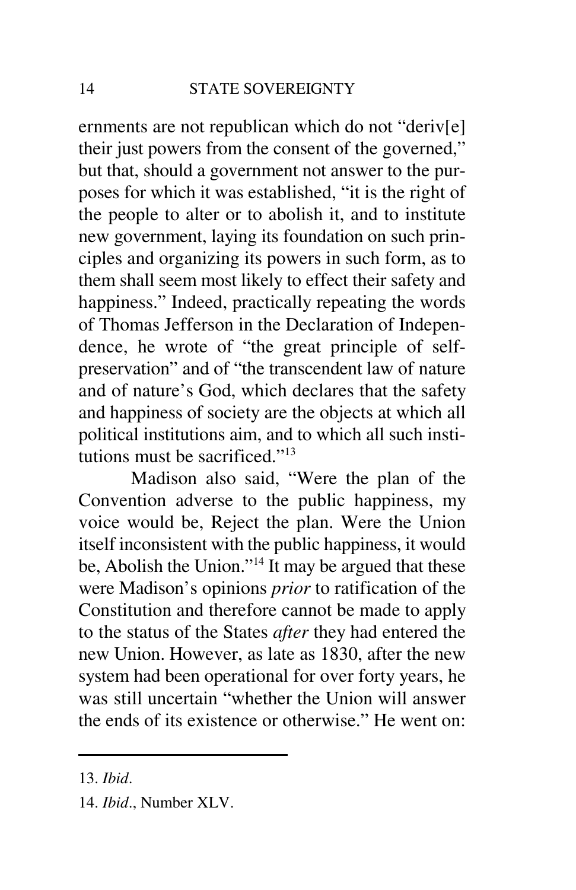ernments are not republican which do not "deriv[e] their just powers from the consent of the governed," but that, should a government not answer to the purposes for which it was established, "it is the right of the people to alter or to abolish it, and to institute new government, laying its foundation on such principles and organizing its powers in such form, as to them shall seem most likely to effect their safety and happiness." Indeed, practically repeating the words of Thomas Jefferson in the Declaration of Independence, he wrote of "the great principle of self-preservation" and of "the transcendent law of nature and of nature's God, which declares that the safety and happiness of society are the objects at which all political institutions aim, and to which all such institutions must be sacrificed."[13]

Madison also said, "Were the plan of the Convention adverse to the public happiness, my voice would be, Reject the plan. Were the Union itself inconsistent with the public happiness, it would be, Abolish the Union."[14] It may be argued that these were Madison's opinions *prior* to ratification of the Constitution and therefore cannot be made to apply to the status of the States *after* they had entered the new Union. However, as late as 1830, after the new system had been operational for over forty years, he was still uncertain "whether the Union will answer the ends of its existence or otherwise." He went on:

---

13. *Ibid*.

14. *Ibid*., Number XLV.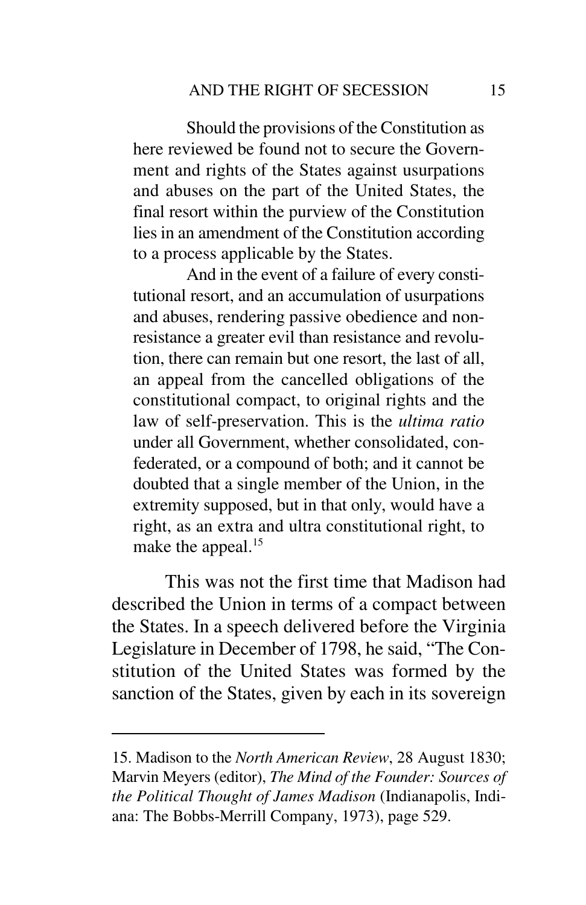> Should the provisions of the Constitution as here reviewed be found not to secure the Government and rights of the States against usurpations and abuses on the part of the United States, the final resort within the purview of the Constitution lies in an amendment of the Constitution according to a process applicable by the States.
>
> And in the event of a failure of every constitutional resort, and an accumulation of usurpations and abuses, rendering passive obedience and non-resistance a greater evil than resistance and revolution, there can remain but one resort, the last of all, an appeal from the cancelled obligations of the constitutional compact, to original rights and the law of self-preservation. This is the *ultima ratio* under all Government, whether consolidated, confederated, or a compound of both; and it cannot be doubted that a single member of the Union, in the extremity supposed, but in that only, would have a right, as an extra and ultra constitutional right, to make the appeal.[15]

This was not the first time that Madison had described the Union in terms of a compact between the States. In a speech delivered before the Virginia Legislature in December of 1798, he said, "The Constitution of the United States was formed by the sanction of the States, given by each in its sovereign

---

15. Madison to the *North American Review*, 28 August 1830; Marvin Meyers (editor), *The Mind of the Founder: Sources of the Political Thought of James Madison* (Indianapolis, Indiana: The Bobbs-Merrill Company, 1973), page 529.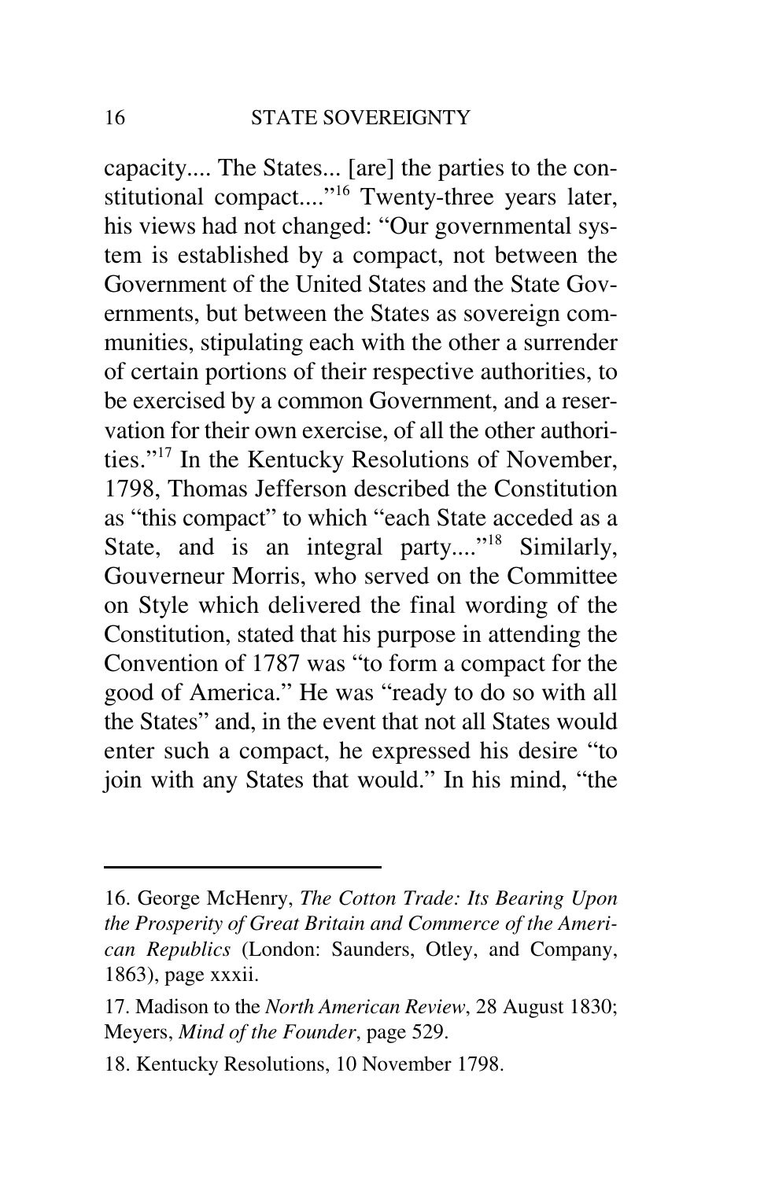capacity.... The States... [are] the parties to the constitutional compact...."[16] Twenty-three years later, his views had not changed: "Our governmental system is established by a compact, not between the Government of the United States and the State Governments, but between the States as sovereign communities, stipulating each with the other a surrender of certain portions of their respective authorities, to be exercised by a common Government, and a reservation for their own exercise, of all the other authorities."[17] In the Kentucky Resolutions of November, 1798, Thomas Jefferson described the Constitution as "this compact" to which "each State acceded as a State, and is an integral party...."[18] Similarly, Gouverneur Morris, who served on the Committee on Style which delivered the final wording of the Constitution, stated that his purpose in attending the Convention of 1787 was "to form a compact for the good of America." He was "ready to do so with all the States" and, in the event that not all States would enter such a compact, he expressed his desire "to join with any States that would." In his mind, "the

---

16. George McHenry, *The Cotton Trade: Its Bearing Upon the Prosperity of Great Britain and Commerce of the American Republics* (London: Saunders, Otley, and Company, 1863), page xxxii.

17. Madison to the *North American Review*, 28 August 1830; Meyers, *Mind of the Founder*, page 529.

18. Kentucky Resolutions, 10 November 1798.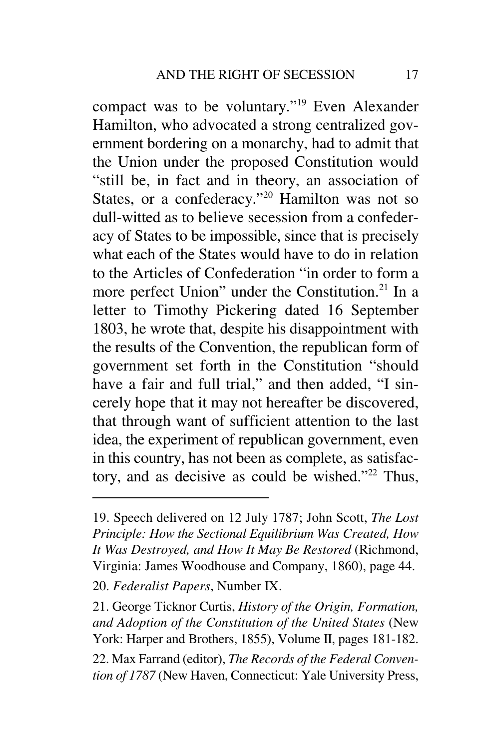compact was to be voluntary."[19] Even Alexander Hamilton, who advocated a strong centralized government bordering on a monarchy, had to admit that the Union under the proposed Constitution would "still be, in fact and in theory, an association of States, or a confederacy."[20] Hamilton was not so dull-witted as to believe secession from a confederacy of States to be impossible, since that is precisely what each of the States would have to do in relation to the Articles of Confederation "in order to form a more perfect Union" under the Constitution.[21] In a letter to Timothy Pickering dated 16 September 1803, he wrote that, despite his disappointment with the results of the Convention, the republican form of government set forth in the Constitution "should have a fair and full trial," and then added, "I sincerely hope that it may not hereafter be discovered, that through want of sufficient attention to the last idea, the experiment of republican government, even in this country, has not been as complete, as satisfactory, and as decisive as could be wished."[22] Thus,

---

19. Speech delivered on 12 July 1787; John Scott, *The Lost Principle: How the Sectional Equilibrium Was Created, How It Was Destroyed, and How It May Be Restored* (Richmond, Virginia: James Woodhouse and Company, 1860), page 44.

20. *Federalist Papers*, Number IX.

21. George Ticknor Curtis, *History of the Origin, Formation, and Adoption of the Constitution of the United States* (New York: Harper and Brothers, 1855), Volume II, pages 181-182.

22. Max Farrand (editor), *The Records of the Federal Convention of 1787* (New Haven, Connecticut: Yale University Press,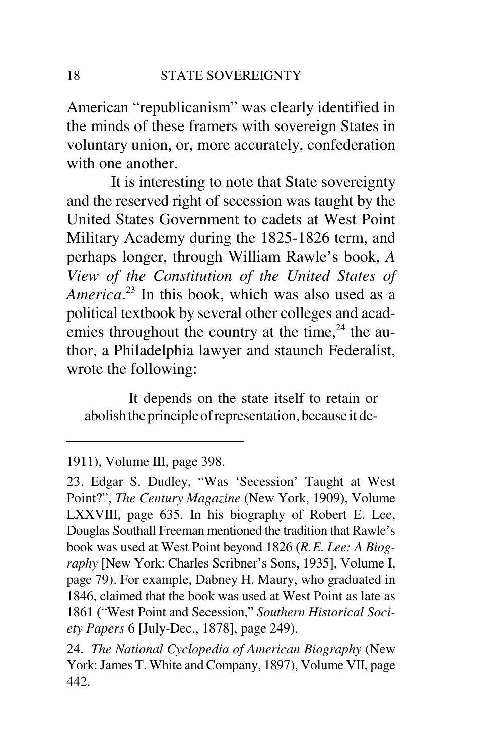American "republicanism" was clearly identified in the minds of these framers with sovereign States in voluntary union, or, more accurately, confederation with one another.

It is interesting to note that State sovereignty and the reserved right of secession was taught by the United States Government to cadets at West Point Military Academy during the 1825-1826 term, and perhaps longer, through William Rawle's book, *A View of the Constitution of the United States of America*.[23] In this book, which was also used as a political textbook by several other colleges and academies throughout the country at the time,[24] the author, a Philadelphia lawyer and staunch Federalist, wrote the following:

> It depends on the state itself to retain or abolish the principle of representation, because it de-

---

1911), Volume III, page 398.

23. Edgar S. Dudley, "Was 'Secession' Taught at West Point?", *The Century Magazine* (New York, 1909), Volume LXXVIII, page 635. In his biography of Robert E. Lee, Douglas Southall Freeman mentioned the tradition that Rawle's book was used at West Point beyond 1826 (*R.E. Lee: A Biography* [New York: Charles Scribner's Sons, 1935], Volume I, page 79). For example, Dabney H. Maury, who graduated in 1846, claimed that the book was used at West Point as late as 1861 ("West Point and Secession," *Southern Historical Society Papers* 6 [July-Dec., 1878], page 249).

24. *The National Cyclopedia of American Biography* (New York: James T. White and Company, 1897), Volume VII, page 442.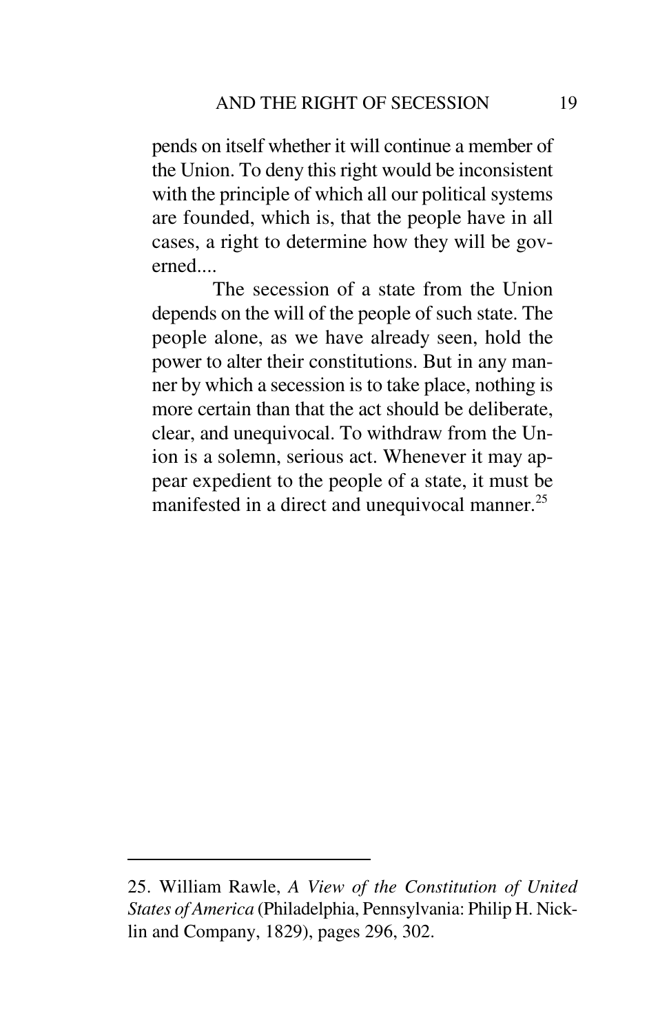pends on itself whether it will continue a member of the Union. To deny this right would be inconsistent with the principle of which all our political systems are founded, which is, that the people have in all cases, a right to determine how they will be governed....

The secession of a state from the Union depends on the will of the people of such state. The people alone, as we have already seen, hold the power to alter their constitutions. But in any manner by which a secession is to take place, nothing is more certain than that the act should be deliberate, clear, and unequivocal. To withdraw from the Union is a solemn, serious act. Whenever it may appear expedient to the people of a state, it must be manifested in a direct and unequivocal manner.[25]

---

25. William Rawle, *A View of the Constitution of United States of America* (Philadelphia, Pennsylvania: Philip H. Nicklin and Company, 1829), pages 296, 302.